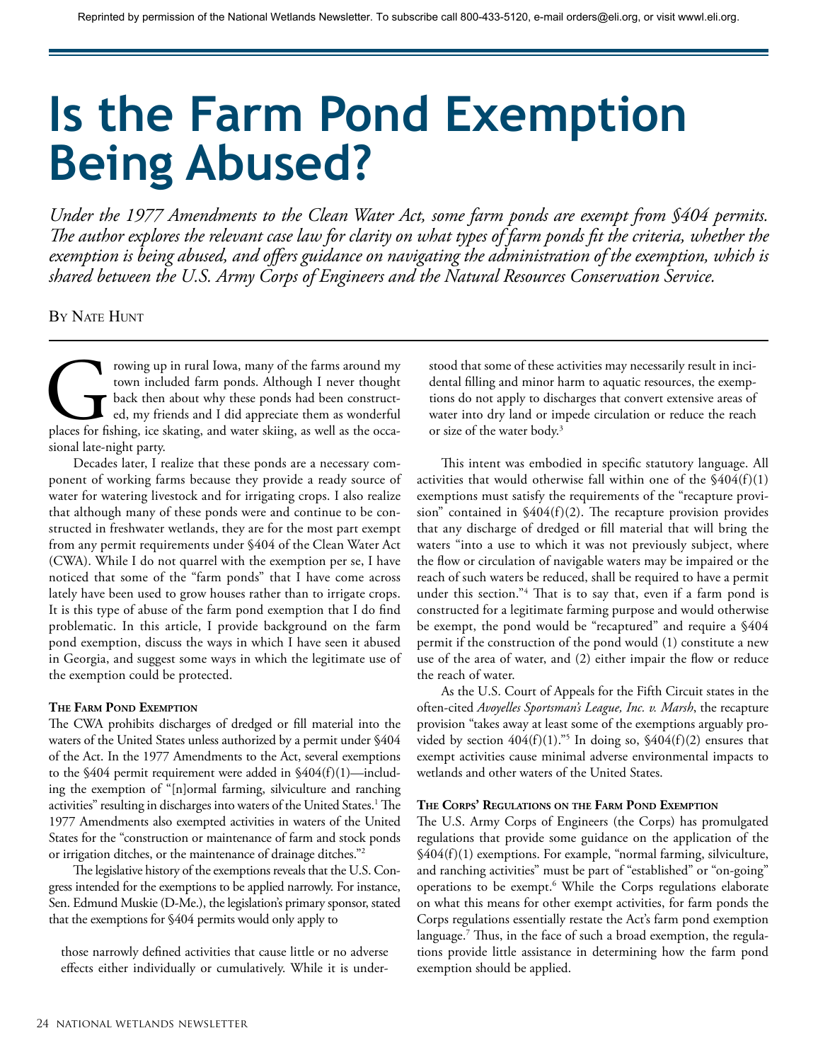Reprinted by permission of the National Wetlands Newsletter. To subscribe call 800-433-5120, e-mail orders@eli.org, or visit wwwl.eli.org.

# Is the Farm Pond Exemption Being Abused?

*Under the 1977 Amendments to the Clean Water Act, some farm ponds are exempt from §404 permits. The author explores the relevant case law for clarity on what types of farm ponds fit the criteria, whether the exemption is being abused, and offers guidance on navigating the administration of the exemption, which is shared between the U.S. Army Corps of Engineers and the Natural Resources Conservation Service.*

By Nate Hunt

Growing up in rural Iowa, many of the farms around my town included farm ponds. Although I never thought back then about why these ponds had been constructed, my friends and I did appreciate them as wonderful places for fishing, ice skating, and water skiing, as well as the occasional late-night party.

Decades later, I realize that these ponds are a necessary component of working farms because they provide a ready source of water for watering livestock and for irrigating crops. I also realize that although many of these ponds were and continue to be constructed in freshwater wetlands, they are for the most part exempt from any permit requirements under §404 of the Clean Water Act (CWA). While I do not quarrel with the exemption per se, I have noticed that some of the "farm ponds" that I have come across lately have been used to grow houses rather than to irrigate crops. It is this type of abuse of the farm pond exemption that I do find problematic. In this article, I provide background on the farm pond exemption, discuss the ways in which I have seen it abused in Georgia, and suggest some ways in which the legitimate use of the exemption could be protected.

### The Farm Pond Exemption

The CWA prohibits discharges of dredged or fill material into the waters of the United States unless authorized by a permit under §404 of the Act. In the 1977 Amendments to the Act, several exemptions to the §404 permit requirement were added in §404(f)(1)—including the exemption of "[n]ormal farming, silviculture and ranching activities" resulting in discharges into waters of the United States.[1] The 1977 Amendments also exempted activities in waters of the United States for the "construction or maintenance of farm and stock ponds or irrigation ditches, or the maintenance of drainage ditches."[2]

The legislative history of the exemptions reveals that the U.S. Congress intended for the exemptions to be applied narrowly. For instance, Sen. Edmund Muskie (D-Me.), the legislation's primary sponsor, stated that the exemptions for §404 permits would only apply to

> those narrowly defined activities that cause little or no adverse effects either individually or cumulatively. While it is understood that some of these activities may necessarily result in incidental filling and minor harm to aquatic resources, the exemptions do not apply to discharges that convert extensive areas of water into dry land or impede circulation or reduce the reach or size of the water body.[3]

This intent was embodied in specific statutory language. All activities that would otherwise fall within one of the §404(f)(1) exemptions must satisfy the requirements of the "recapture provision" contained in §404(f)(2). The recapture provision provides that any discharge of dredged or fill material that will bring the waters "into a use to which it was not previously subject, where the flow or circulation of navigable waters may be impaired or the reach of such waters be reduced, shall be required to have a permit under this section."[4] That is to say that, even if a farm pond is constructed for a legitimate farming purpose and would otherwise be exempt, the pond would be "recaptured" and require a §404 permit if the construction of the pond would (1) constitute a new use of the area of water, and (2) either impair the flow or reduce the reach of water.

As the U.S. Court of Appeals for the Fifth Circuit states in the often-cited *Avoyelles Sportsman's League, Inc. v. Marsh*, the recapture provision "takes away at least some of the exemptions arguably provided by section 404(f)(1)."[5] In doing so, §404(f)(2) ensures that exempt activities cause minimal adverse environmental impacts to wetlands and other waters of the United States.

### The Corps' Regulations on the Farm Pond Exemption

The U.S. Army Corps of Engineers (the Corps) has promulgated regulations that provide some guidance on the application of the §404(f)(1) exemptions. For example, "normal farming, silviculture, and ranching activities" must be part of "established" or "on-going" operations to be exempt.[6] While the Corps regulations elaborate on what this means for other exempt activities, for farm ponds the Corps regulations essentially restate the Act's farm pond exemption language.[7] Thus, in the face of such a broad exemption, the regulations provide little assistance in determining how the farm pond exemption should be applied.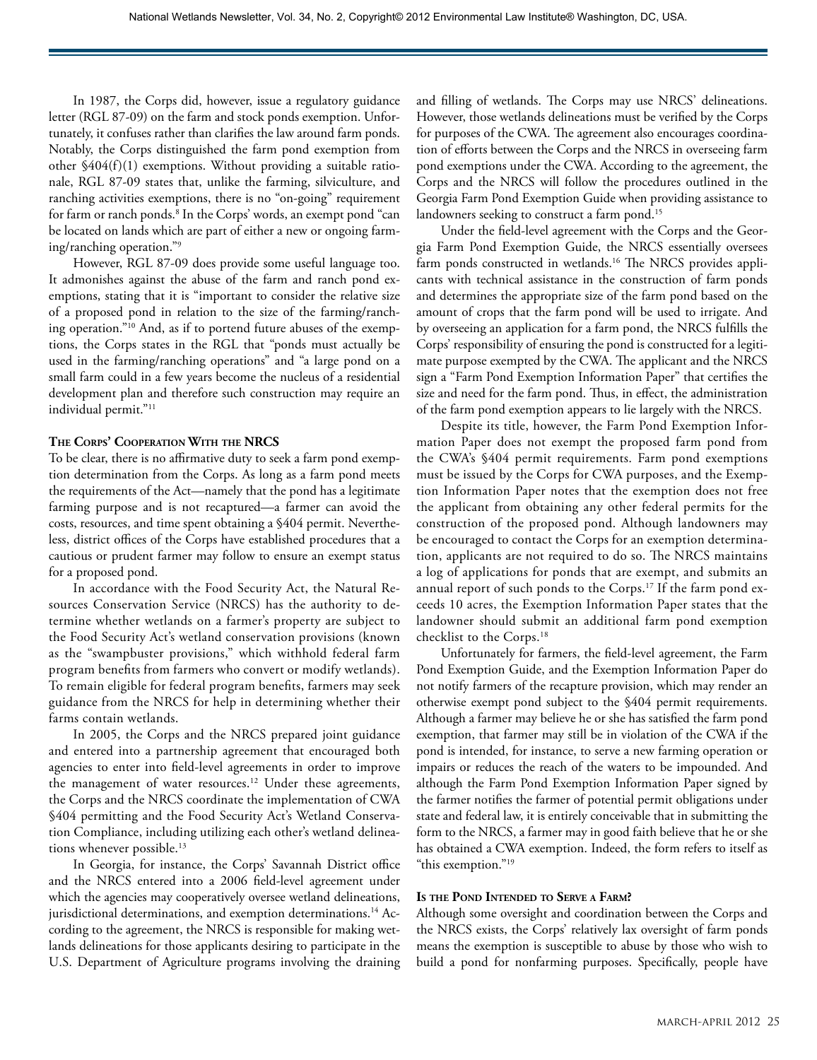In 1987, the Corps did, however, issue a regulatory guidance letter (RGL 87-09) on the farm and stock ponds exemption. Unfortunately, it confuses rather than clarifies the law around farm ponds. Notably, the Corps distinguished the farm pond exemption from other §404(f)(1) exemptions. Without providing a suitable rationale, RGL 87-09 states that, unlike the farming, silviculture, and ranching activities exemptions, there is no "on-going" requirement for farm or ranch ponds.[8] In the Corps' words, an exempt pond "can be located on lands which are part of either a new or ongoing farming/ranching operation."[9]

However, RGL 87-09 does provide some useful language too. It admonishes against the abuse of the farm and ranch pond exemptions, stating that it is "important to consider the relative size of a proposed pond in relation to the size of the farming/ranching operation."[10] And, as if to portend future abuses of the exemptions, the Corps states in the RGL that "ponds must actually be used in the farming/ranching operations" and "a large pond on a small farm could in a few years become the nucleus of a residential development plan and therefore such construction may require an individual permit."[11]

### The Corps' Cooperation With the NRCS

To be clear, there is no affirmative duty to seek a farm pond exemption determination from the Corps. As long as a farm pond meets the requirements of the Act—namely that the pond has a legitimate farming purpose and is not recaptured—a farmer can avoid the costs, resources, and time spent obtaining a §404 permit. Nevertheless, district offices of the Corps have established procedures that a cautious or prudent farmer may follow to ensure an exempt status for a proposed pond.

In accordance with the Food Security Act, the Natural Resources Conservation Service (NRCS) has the authority to determine whether wetlands on a farmer's property are subject to the Food Security Act's wetland conservation provisions (known as the "swampbuster provisions," which withhold federal farm program benefits from farmers who convert or modify wetlands). To remain eligible for federal program benefits, farmers may seek guidance from the NRCS for help in determining whether their farms contain wetlands.

In 2005, the Corps and the NRCS prepared joint guidance and entered into a partnership agreement that encouraged both agencies to enter into field-level agreements in order to improve the management of water resources.[12] Under these agreements, the Corps and the NRCS coordinate the implementation of CWA §404 permitting and the Food Security Act's Wetland Conservation Compliance, including utilizing each other's wetland delineations whenever possible.[13]

In Georgia, for instance, the Corps' Savannah District office and the NRCS entered into a 2006 field-level agreement under which the agencies may cooperatively oversee wetland delineations, jurisdictional determinations, and exemption determinations.[14] According to the agreement, the NRCS is responsible for making wetlands delineations for those applicants desiring to participate in the U.S. Department of Agriculture programs involving the draining and filling of wetlands. The Corps may use NRCS' delineations. However, those wetlands delineations must be verified by the Corps for purposes of the CWA. The agreement also encourages coordination of efforts between the Corps and the NRCS in overseeing farm pond exemptions under the CWA. According to the agreement, the Corps and the NRCS will follow the procedures outlined in the Georgia Farm Pond Exemption Guide when providing assistance to landowners seeking to construct a farm pond.[15]

Under the field-level agreement with the Corps and the Georgia Farm Pond Exemption Guide, the NRCS essentially oversees farm ponds constructed in wetlands.[16] The NRCS provides applicants with technical assistance in the construction of farm ponds and determines the appropriate size of the farm pond based on the amount of crops that the farm pond will be used to irrigate. And by overseeing an application for a farm pond, the NRCS fulfills the Corps' responsibility of ensuring the pond is constructed for a legitimate purpose exempted by the CWA. The applicant and the NRCS sign a "Farm Pond Exemption Information Paper" that certifies the size and need for the farm pond. Thus, in effect, the administration of the farm pond exemption appears to lie largely with the NRCS.

Despite its title, however, the Farm Pond Exemption Information Paper does not exempt the proposed farm pond from the CWA's §404 permit requirements. Farm pond exemptions must be issued by the Corps for CWA purposes, and the Exemption Information Paper notes that the exemption does not free the applicant from obtaining any other federal permits for the construction of the proposed pond. Although landowners may be encouraged to contact the Corps for an exemption determination, applicants are not required to do so. The NRCS maintains a log of applications for ponds that are exempt, and submits an annual report of such ponds to the Corps.[17] If the farm pond exceeds 10 acres, the Exemption Information Paper states that the landowner should submit an additional farm pond exemption checklist to the Corps.[18]

Unfortunately for farmers, the field-level agreement, the Farm Pond Exemption Guide, and the Exemption Information Paper do not notify farmers of the recapture provision, which may render an otherwise exempt pond subject to the §404 permit requirements. Although a farmer may believe he or she has satisfied the farm pond exemption, that farmer may still be in violation of the CWA if the pond is intended, for instance, to serve a new farming operation or impairs or reduces the reach of the waters to be impounded. And although the Farm Pond Exemption Information Paper signed by the farmer notifies the farmer of potential permit obligations under state and federal law, it is entirely conceivable that in submitting the form to the NRCS, a farmer may in good faith believe that he or she has obtained a CWA exemption. Indeed, the form refers to itself as "this exemption."[19]

### Is the Pond Intended to Serve a Farm?

Although some oversight and coordination between the Corps and the NRCS exists, the Corps' relatively lax oversight of farm ponds means the exemption is susceptible to abuse by those who wish to build a pond for nonfarming purposes. Specifically, people have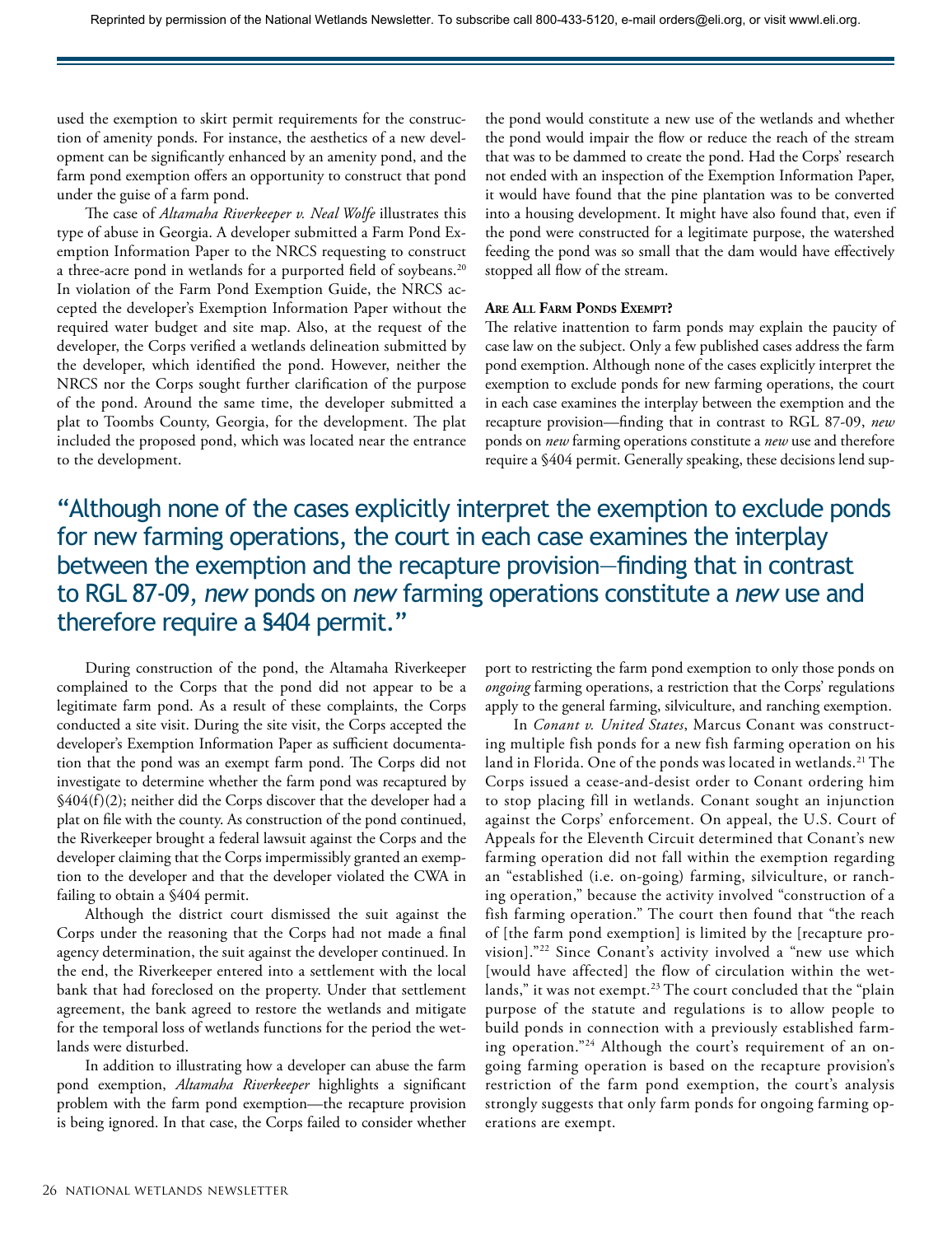used the exemption to skirt permit requirements for the construction of amenity ponds. For instance, the aesthetics of a new development can be significantly enhanced by an amenity pond, and the farm pond exemption offers an opportunity to construct that pond under the guise of a farm pond.

The case of *Altamaha Riverkeeper v. Neal Wolfe* illustrates this type of abuse in Georgia. A developer submitted a Farm Pond Exemption Information Paper to the NRCS requesting to construct a three-acre pond in wetlands for a purported field of soybeans.[20] In violation of the Farm Pond Exemption Guide, the NRCS accepted the developer's Exemption Information Paper without the required water budget and site map. Also, at the request of the developer, the Corps verified a wetlands delineation submitted by the developer, which identified the pond. However, neither the NRCS nor the Corps sought further clarification of the purpose of the pond. Around the same time, the developer submitted a plat to Toombs County, Georgia, for the development. The plat included the proposed pond, which was located near the entrance to the development.

During construction of the pond, the Altamaha Riverkeeper complained to the Corps that the pond did not appear to be a legitimate farm pond. As a result of these complaints, the Corps conducted a site visit. During the site visit, the Corps accepted the developer's Exemption Information Paper as sufficient documentation that the pond was an exempt farm pond. The Corps did not investigate to determine whether the farm pond was recaptured by §404(f)(2); neither did the Corps discover that the developer had a plat on file with the county. As construction of the pond continued, the Riverkeeper brought a federal lawsuit against the Corps and the developer claiming that the Corps impermissibly granted an exemption to the developer and that the developer violated the CWA in failing to obtain a §404 permit.

Although the district court dismissed the suit against the Corps under the reasoning that the Corps had not made a final agency determination, the suit against the developer continued. In the end, the Riverkeeper entered into a settlement with the local bank that had foreclosed on the property. Under that settlement agreement, the bank agreed to restore the wetlands and mitigate for the temporal loss of wetlands functions for the period the wetlands were disturbed.

In addition to illustrating how a developer can abuse the farm pond exemption, *Altamaha Riverkeeper* highlights a significant problem with the farm pond exemption—the recapture provision is being ignored. In that case, the Corps failed to consider whether the pond would constitute a new use of the wetlands and whether the pond would impair the flow or reduce the reach of the stream that was to be dammed to create the pond. Had the Corps' research not ended with an inspection of the Exemption Information Paper, it would have found that the pine plantation was to be converted into a housing development. It might have also found that, even if the pond were constructed for a legitimate purpose, the watershed feeding the pond was so small that the dam would have effectively stopped all flow of the stream.

#### Are All Farm Ponds Exempt?

The relative inattention to farm ponds may explain the paucity of case law on the subject. Only a few published cases address the farm pond exemption. Although none of the cases explicitly interpret the exemption to exclude ponds for new farming operations, the court in each case examines the interplay between the exemption and the recapture provision—finding that in contrast to RGL 87-09, *new* ponds on *new* farming operations constitute a *new* use and therefore require a §404 permit. Generally speaking, these decisions lend support to restricting the farm pond exemption to only those ponds on *ongoing* farming operations, a restriction that the Corps' regulations apply to the general farming, silviculture, and ranching exemption.

> "Although none of the cases explicitly interpret the exemption to exclude ponds for new farming operations, the court in each case examines the interplay between the exemption and the recapture provision—finding that in contrast to RGL 87-09, *new* ponds on *new* farming operations constitute a *new* use and therefore require a §404 permit."

In *Conant v. United States*, Marcus Conant was constructing multiple fish ponds for a new fish farming operation on his land in Florida. One of the ponds was located in wetlands.[21] The Corps issued a cease-and-desist order to Conant ordering him to stop placing fill in wetlands. Conant sought an injunction against the Corps' enforcement. On appeal, the U.S. Court of Appeals for the Eleventh Circuit determined that Conant's new farming operation did not fall within the exemption regarding an "established (i.e. on-going) farming, silviculture, or ranching operation," because the activity involved "construction of a fish farming operation." The court then found that "the reach of [the farm pond exemption] is limited by the [recapture provision]."[22] Since Conant's activity involved a "new use which [would have affected] the flow of circulation within the wetlands," it was not exempt.[23] The court concluded that the "plain purpose of the statute and regulations is to allow people to build ponds in connection with a previously established farming operation."[24] Although the court's requirement of an ongoing farming operation is based on the recapture provision's restriction of the farm pond exemption, the court's analysis strongly suggests that only farm ponds for ongoing farming operations are exempt.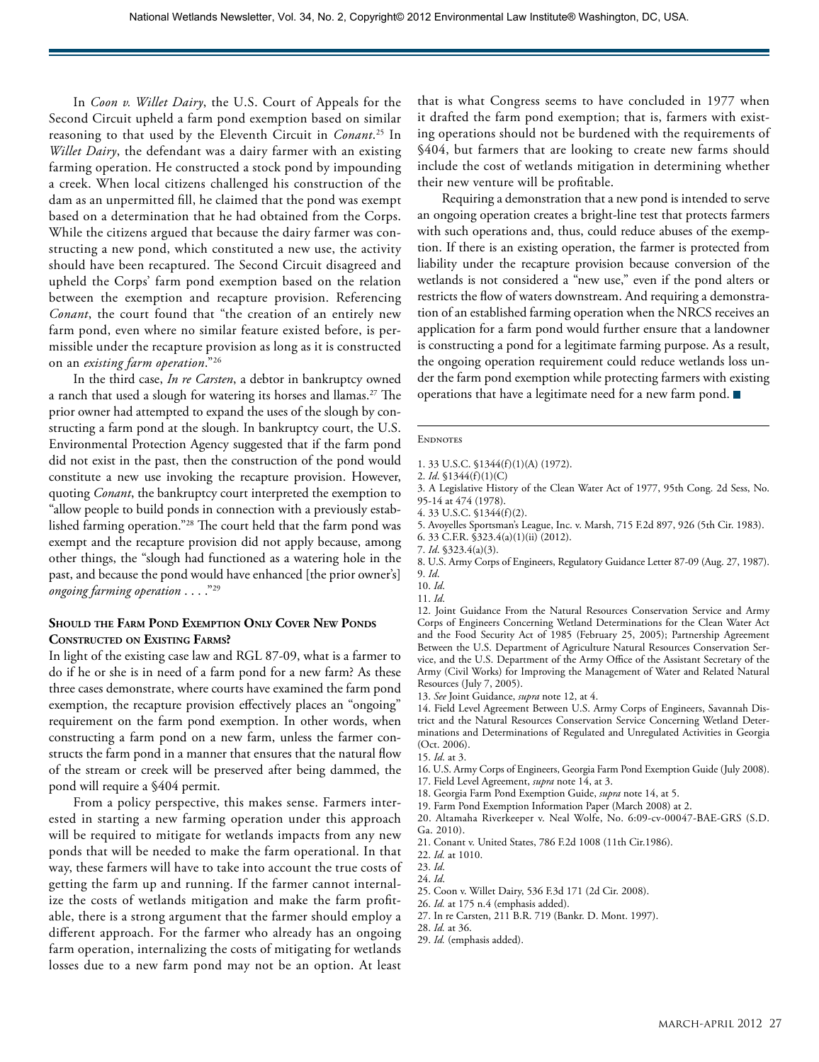In *Coon v. Willet Dairy*, the U.S. Court of Appeals for the Second Circuit upheld a farm pond exemption based on similar reasoning to that used by the Eleventh Circuit in *Conant*.[25] In *Willet Dairy*, the defendant was a dairy farmer with an existing farming operation. He constructed a stock pond by impounding a creek. When local citizens challenged his construction of the dam as an unpermitted fill, he claimed that the pond was exempt based on a determination that he had obtained from the Corps. While the citizens argued that because the dairy farmer was constructing a new pond, which constituted a new use, the activity should have been recaptured. The Second Circuit disagreed and upheld the Corps' farm pond exemption based on the relation between the exemption and recapture provision. Referencing *Conant*, the court found that "the creation of an entirely new farm pond, even where no similar feature existed before, is permissible under the recapture provision as long as it is constructed on an *existing farm operation*."[26]

In the third case, *In re Carsten*, a debtor in bankruptcy owned a ranch that used a slough for watering its horses and llamas.[27] The prior owner had attempted to expand the uses of the slough by constructing a farm pond at the slough. In bankruptcy court, the U.S. Environmental Protection Agency suggested that if the farm pond did not exist in the past, then the construction of the pond would constitute a new use invoking the recapture provision. However, quoting *Conant*, the bankruptcy court interpreted the exemption to "allow people to build ponds in connection with a previously established farming operation."[28] The court held that the farm pond was exempt and the recapture provision did not apply because, among other things, the "slough had functioned as a watering hole in the past, and because the pond would have enhanced [the prior owner's] *ongoing farming operation* . . . ."[29]

## Should the Farm Pond Exemption Only Cover New Ponds Constructed on Existing Farms?

In light of the existing case law and RGL 87-09, what is a farmer to do if he or she is in need of a farm pond for a new farm? As these three cases demonstrate, where courts have examined the farm pond exemption, the recapture provision effectively places an "ongoing" requirement on the farm pond exemption. In other words, when constructing a farm pond on a new farm, unless the farmer constructs the farm pond in a manner that ensures that the natural flow of the stream or creek will be preserved after being dammed, the pond will require a §404 permit.

From a policy perspective, this makes sense. Farmers interested in starting a new farming operation under this approach will be required to mitigate for wetlands impacts from any new ponds that will be needed to make the farm operational. In that way, these farmers will have to take into account the true costs of getting the farm up and running. If the farmer cannot internalize the costs of wetlands mitigation and make the farm profitable, there is a strong argument that the farmer should employ a different approach. For the farmer who already has an ongoing farm operation, internalizing the costs of mitigating for wetlands losses due to a new farm pond may not be an option. At least that is what Congress seems to have concluded in 1977 when it drafted the farm pond exemption; that is, farmers with existing operations should not be burdened with the requirements of §404, but farmers that are looking to create new farms should include the cost of wetlands mitigation in determining whether their new venture will be profitable.

Requiring a demonstration that a new pond is intended to serve an ongoing operation creates a bright-line test that protects farmers with such operations and, thus, could reduce abuses of the exemption. If there is an existing operation, the farmer is protected from liability under the recapture provision because conversion of the wetlands is not considered a "new use," even if the pond alters or restricts the flow of waters downstream. And requiring a demonstration of an established farming operation when the NRCS receives an application for a farm pond would further ensure that a landowner is constructing a pond for a legitimate farming purpose. As a result, the ongoing operation requirement could reduce wetlands loss under the farm pond exemption while protecting farmers with existing operations that have a legitimate need for a new farm pond. ■

### Endnotes

1. 33 U.S.C. §1344(f)(1)(A) (1972).
2. *Id*. §1344(f)(1)(C)
3. A Legislative History of the Clean Water Act of 1977, 95th Cong. 2d Sess, No. 95-14 at 474 (1978).
4. 33 U.S.C. §1344(f)(2).
5. Avoyelles Sportsman's League, Inc. v. Marsh, 715 F.2d 897, 926 (5th Cir. 1983).
6. 33 C.F.R. §323.4(a)(1)(ii) (2012).
7. *Id*. §323.4(a)(3).
8. U.S. Army Corps of Engineers, Regulatory Guidance Letter 87-09 (Aug. 27, 1987).
9. *Id*.
10. *Id*.
11. *Id*.
12. Joint Guidance From the Natural Resources Conservation Service and Army Corps of Engineers Concerning Wetland Determinations for the Clean Water Act and the Food Security Act of 1985 (February 25, 2005); Partnership Agreement Between the U.S. Department of Agriculture Natural Resources Conservation Service, and the U.S. Department of the Army Office of the Assistant Secretary of the Army (Civil Works) for Improving the Management of Water and Related Natural Resources (July 7, 2005).
13. *See* Joint Guidance, *supra* note 12, at 4.
14. Field Level Agreement Between U.S. Army Corps of Engineers, Savannah District and the Natural Resources Conservation Service Concerning Wetland Determinations and Determinations of Regulated and Unregulated Activities in Georgia (Oct. 2006).
15. *Id*. at 3.
16. U.S. Army Corps of Engineers, Georgia Farm Pond Exemption Guide (July 2008).
17. Field Level Agreement, *supra* note 14, at 3.
18. Georgia Farm Pond Exemption Guide, *supra* note 14, at 5.
19. Farm Pond Exemption Information Paper (March 2008) at 2.
20. Altamaha Riverkeeper v. Neal Wolfe, No. 6:09-cv-00047-BAE-GRS (S.D. Ga. 2010).
21. Conant v. United States, 786 F.2d 1008 (11th Cir.1986).
22. *Id.* at 1010.
23. *Id*.
24. *Id*.
25. Coon v. Willet Dairy, 536 F.3d 171 (2d Cir. 2008).
26. *Id.* at 175 n.4 (emphasis added).
27. In re Carsten, 211 B.R. 719 (Bankr. D. Mont. 1997).
28. *Id.* at 36.
29. *Id.* (emphasis added).